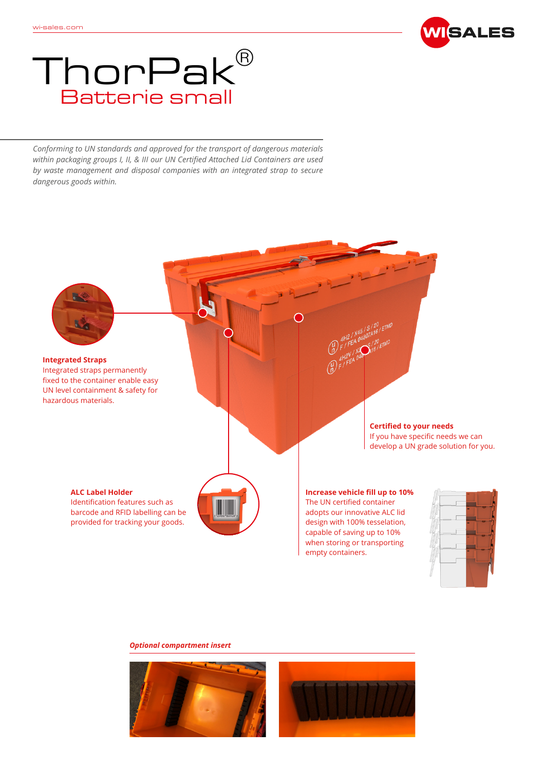wi-sales.com

# ThorPak®
## Batterie small

*Conforming to UN standards and approved for the transport of dangerous materials within packaging groups I, II, & III our UN Certified Attached Lid Containers are used by waste management and disposal companies with an integrated strap to secure dangerous goods within.*

**Integrated Straps**
Integrated straps permanently fixed to the container enable easy UN level containment & safety for hazardous materials.

**Certified to your needs**
If you have specific needs we can develop a UN grade solution for you.

**ALC Label Holder**
Identification features such as barcode and RFID labelling can be provided for tracking your goods.

**Increase vehicle fill up to 10%**
The UN certified container adopts our innovative ALC lid design with 100% tesselation, capable of saving up to 10% when storing or transporting empty containers.

***Optional compartment insert***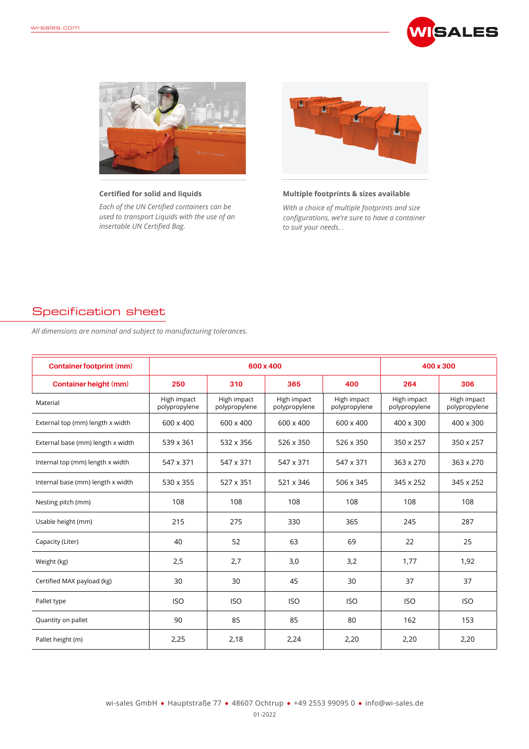### Certified for solid and liquids

*Each of the UN Certified containers can be used to transport Liquids with the use of an insertable UN Certified Bag.*

### Multiple footprints & sizes available

*With a choice of multiple footprints and size configurations, we're sure to have a container to suit your needs. .*

## Specification sheet

*All dimensions are nominal and subject to manufacturing tolerances.*

| Container footprint (mm) | 600 x 400 | | | | 400 x 300 | |
|---|---|---|---|---|---|---|
| **Container height (mm)** | **250** | **310** | **365** | **400** | **264** | **306** |
| Material | High impact polypropylene | High impact polypropylene | High impact polypropylene | High impact polypropylene | High impact polypropylene | High impact polypropylene |
| External top (mm) length x width | 600 x 400 | 600 x 400 | 600 x 400 | 600 x 400 | 400 x 300 | 400 x 300 |
| External base (mm) length x width | 539 x 361 | 532 x 356 | 526 x 350 | 526 x 350 | 350 x 257 | 350 x 257 |
| Internal top (mm) length x width | 547 x 371 | 547 x 371 | 547 x 371 | 547 x 371 | 363 x 270 | 363 x 270 |
| Internal base (mm) length x width | 530 x 355 | 527 x 351 | 521 x 346 | 506 x 345 | 345 x 252 | 345 x 252 |
| Nesting pitch (mm) | 108 | 108 | 108 | 108 | 108 | 108 |
| Usable height (mm) | 215 | 275 | 330 | 365 | 245 | 287 |
| Capacity (Liter) | 40 | 52 | 63 | 69 | 22 | 25 |
| Weight (kg) | 2,5 | 2,7 | 3,0 | 3,2 | 1,77 | 1,92 |
| Certified MAX payload (kg) | 30 | 30 | 45 | 30 | 37 | 37 |
| Pallet type | ISO | ISO | ISO | ISO | ISO | ISO |
| Quantity on pallet | 90 | 85 | 85 | 80 | 162 | 153 |
| Pallet height (m) | 2,25 | 2,18 | 2,24 | 2,20 | 2,20 | 2,20 |

wi-sales GmbH • Hauptstraße 77 • 48607 Ochtrup • +49 2553 99095 0 • info@wi-sales.de

01-2022